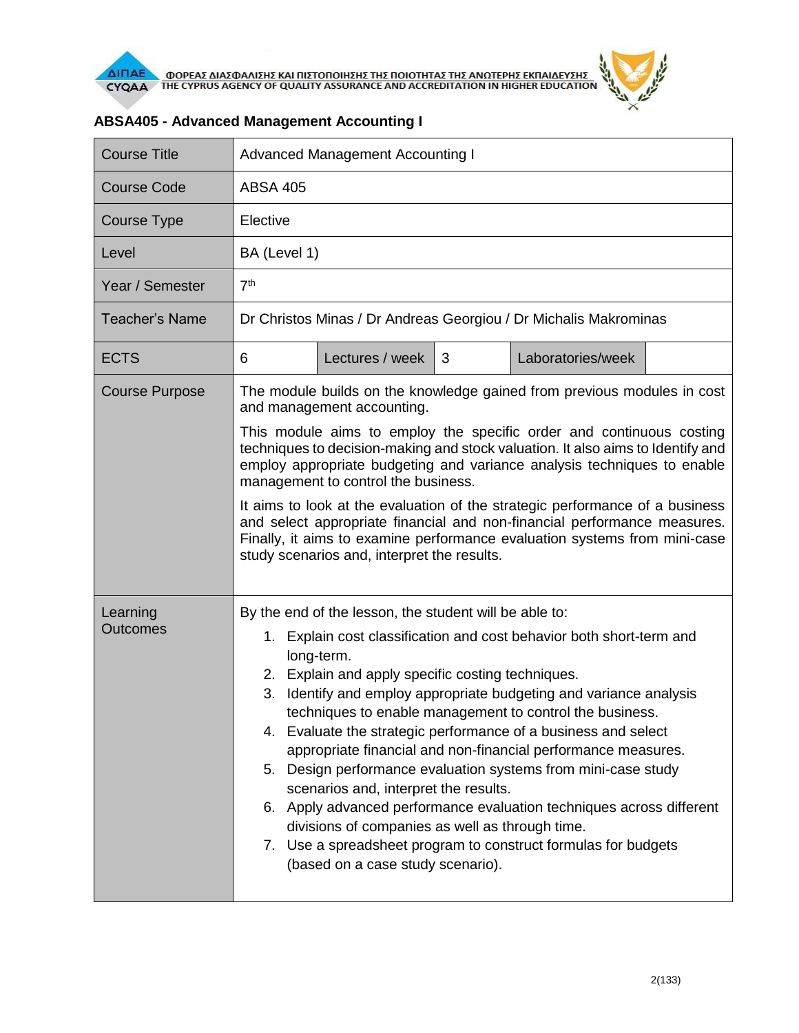ΦΟΡΕΑΣ ΔΙΑΣΦΑΛΙΣΗΣ ΚΑΙ ΠΙΣΤΟΠΟΙΗΣΗΣ ΤΗΣ ΠΟΙΟΤΗΤΑΣ ΤΗΣ ΑΝΩΤΕΡΗΣ ΕΚΠΑΙΔΕΥΣΗΣ
THE CYPRUS AGENCY OF QUALITY ASSURANCE AND ACCREDITATION IN HIGHER EDUCATION

## ABSA405 - Advanced Management Accounting I

| Course Title | Advanced Management Accounting I | | | | |
|---|---|---|---|---|---|
| Course Code | ABSA 405 | | | | |
| Course Type | Elective | | | | |
| Level | BA (Level 1) | | | | |
| Year / Semester | 7th | | | | |
| Teacher's Name | Dr Christos Minas / Dr Andreas Georgiou / Dr Michalis Makrominas | | | | |
| ECTS | 6 | Lectures / week | 3 | Laboratories/week | |
| Course Purpose | The module builds on the knowledge gained from previous modules in cost and management accounting.<br><br>This module aims to employ the specific order and continuous costing techniques to decision-making and stock valuation. It also aims to Identify and employ appropriate budgeting and variance analysis techniques to enable management to control the business.<br><br>It aims to look at the evaluation of the strategic performance of a business and select appropriate financial and non-financial performance measures. Finally, it aims to examine performance evaluation systems from mini-case study scenarios and, interpret the results. | | | | |
| Learning Outcomes | By the end of the lesson, the student will be able to:<br>1. Explain cost classification and cost behavior both short-term and long-term.<br>2. Explain and apply specific costing techniques.<br>3. Identify and employ appropriate budgeting and variance analysis techniques to enable management to control the business.<br>4. Evaluate the strategic performance of a business and select appropriate financial and non-financial performance measures.<br>5. Design performance evaluation systems from mini-case study scenarios and, interpret the results.<br>6. Apply advanced performance evaluation techniques across different divisions of companies as well as through time.<br>7. Use a spreadsheet program to construct formulas for budgets (based on a case study scenario). | | | | |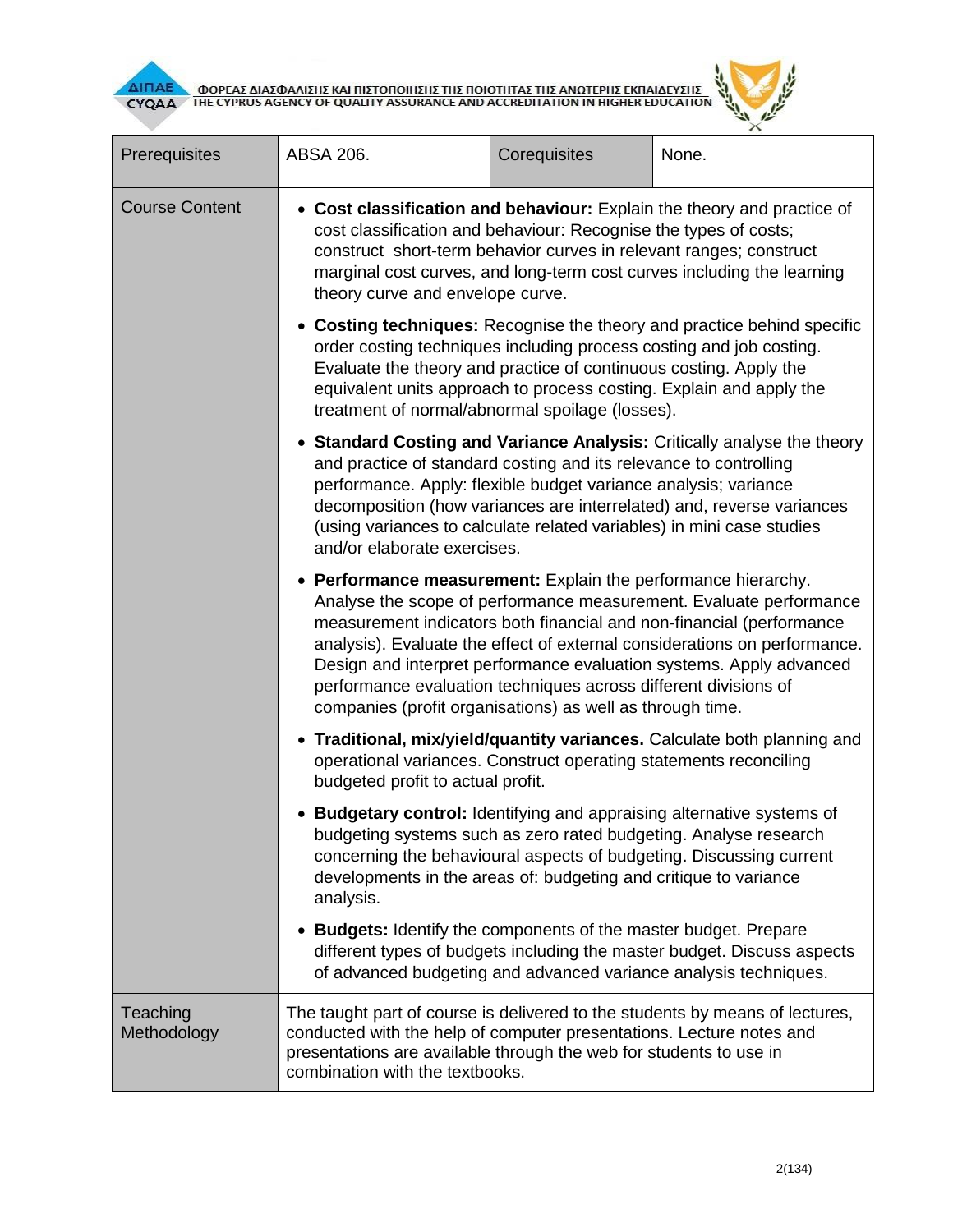| Prerequisites | ABSA 206. | Corequisites | None. |
|---|---|---|---|
| Course Content | • **Cost classification and behaviour:** Explain the theory and practice of cost classification and behaviour: Recognise the types of costs; construct short-term behavior curves in relevant ranges; construct marginal cost curves, and long-term cost curves including the learning theory curve and envelope curve.<br>• **Costing techniques:** Recognise the theory and practice behind specific order costing techniques including process costing and job costing. Evaluate the theory and practice of continuous costing. Apply the equivalent units approach to process costing. Explain and apply the treatment of normal/abnormal spoilage (losses).<br>• **Standard Costing and Variance Analysis:** Critically analyse the theory and practice of standard costing and its relevance to controlling performance. Apply: flexible budget variance analysis; variance decomposition (how variances are interrelated) and, reverse variances (using variances to calculate related variables) in mini case studies and/or elaborate exercises.<br>• **Performance measurement:** Explain the performance hierarchy. Analyse the scope of performance measurement. Evaluate performance measurement indicators both financial and non-financial (performance analysis). Evaluate the effect of external considerations on performance. Design and interpret performance evaluation systems. Apply advanced performance evaluation techniques across different divisions of companies (profit organisations) as well as through time.<br>• **Traditional, mix/yield/quantity variances.** Calculate both planning and operational variances. Construct operating statements reconciling budgeted profit to actual profit.<br>• **Budgetary control:** Identifying and appraising alternative systems of budgeting systems such as zero rated budgeting. Analyse research concerning the behavioural aspects of budgeting. Discussing current developments in the areas of: budgeting and critique to variance analysis.<br>• **Budgets:** Identify the components of the master budget. Prepare different types of budgets including the master budget. Discuss aspects of advanced budgeting and advanced variance analysis techniques. | | |
| Teaching Methodology | The taught part of course is delivered to the students by means of lectures, conducted with the help of computer presentations. Lecture notes and presentations are available through the web for students to use in combination with the textbooks. | | |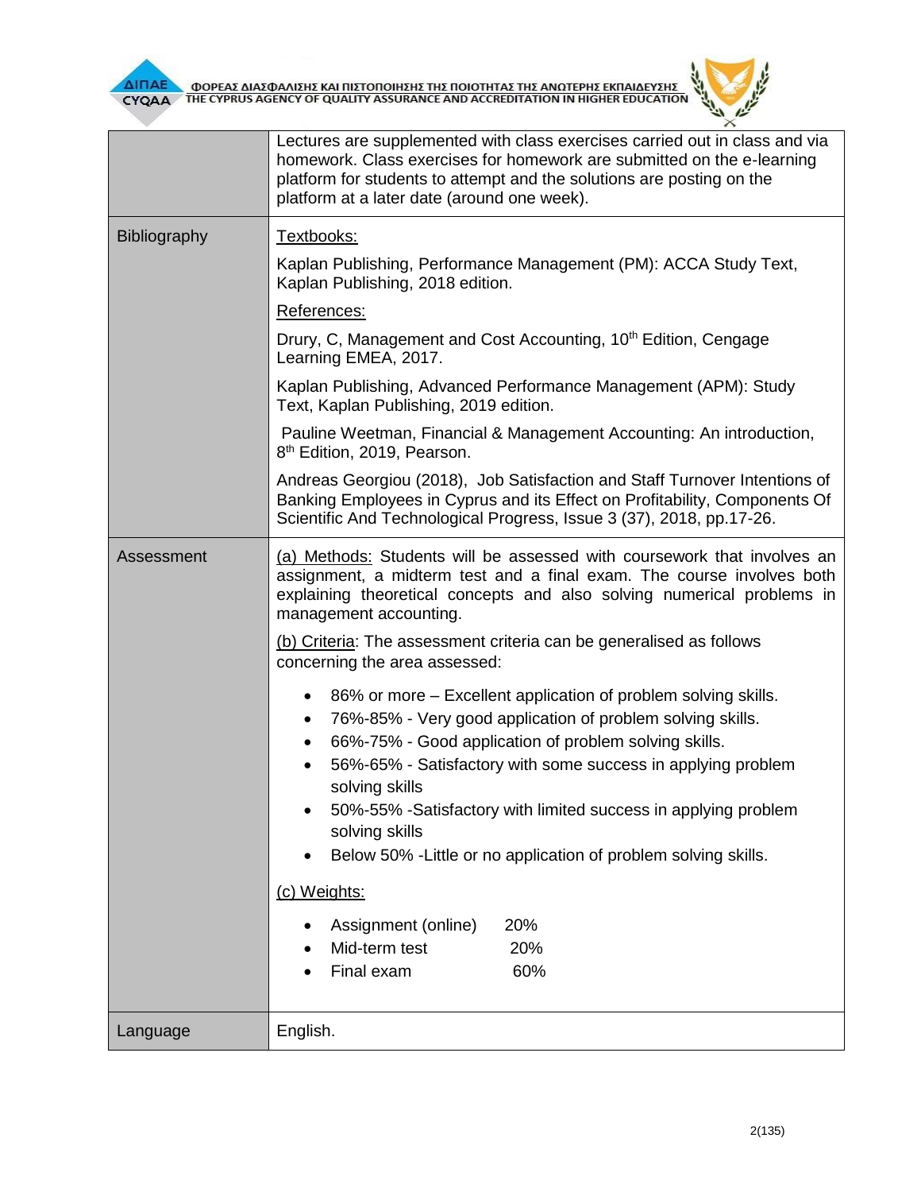| | |
|---|---|
| | Lectures are supplemented with class exercises carried out in class and via homework. Class exercises for homework are submitted on the e-learning platform for students to attempt and the solutions are posting on the platform at a later date (around one week). |
| Bibliography | <u>Textbooks:</u><br><br>Kaplan Publishing, Performance Management (PM): ACCA Study Text, Kaplan Publishing, 2018 edition.<br><br><u>References:</u><br><br>Drury, C, Management and Cost Accounting, 10th Edition, Cengage Learning EMEA, 2017.<br><br>Kaplan Publishing, Advanced Performance Management (APM): Study Text, Kaplan Publishing, 2019 edition.<br><br>Pauline Weetman, Financial & Management Accounting: An introduction, 8th Edition, 2019, Pearson.<br><br>Andreas Georgiou (2018), Job Satisfaction and Staff Turnover Intentions of Banking Employees in Cyprus and its Effect on Profitability, Components Of Scientific And Technological Progress, Issue 3 (37), 2018, pp.17-26. |
| Assessment | <u>(a) Methods:</u> Students will be assessed with coursework that involves an assignment, a midterm test and a final exam. The course involves both explaining theoretical concepts and also solving numerical problems in management accounting.<br><br><u>(b) Criteria</u>: The assessment criteria can be generalised as follows concerning the area assessed:<br><br>• 86% or more – Excellent application of problem solving skills.<br>• 76%-85% - Very good application of problem solving skills.<br>• 66%-75% - Good application of problem solving skills.<br>• 56%-65% - Satisfactory with some success in applying problem solving skills<br>• 50%-55% -Satisfactory with limited success in applying problem solving skills<br>• Below 50% -Little or no application of problem solving skills.<br><br><u>(c) Weights:</u><br><br>• Assignment (online) 20%<br>• Mid-term test 20%<br>• Final exam 60% |
| Language | English. |